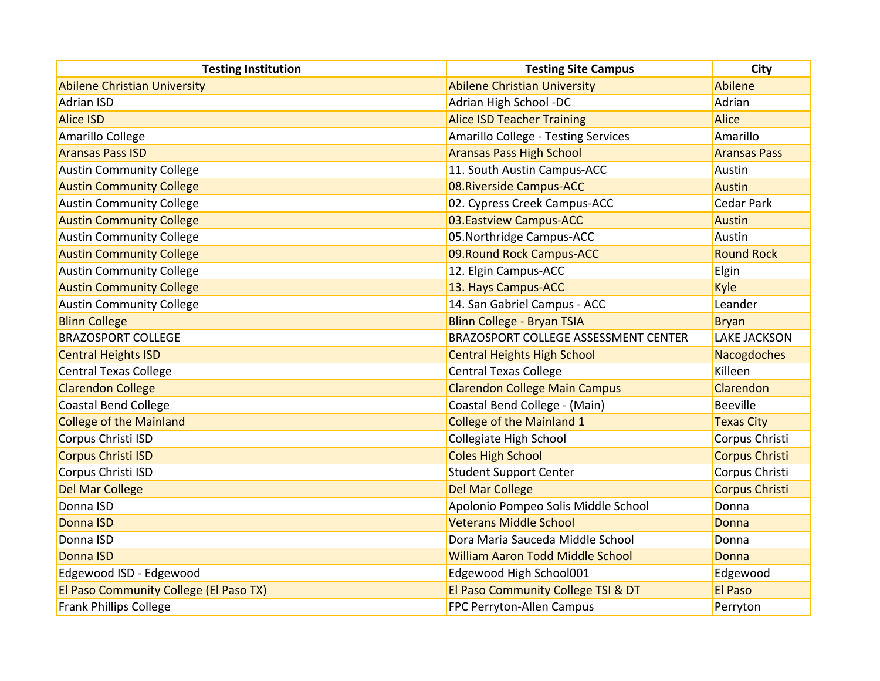| Testing Institution | Testing Site Campus | City |
|---|---|---|
| Abilene Christian University | Abilene Christian University | Abilene |
| Adrian ISD | Adrian High School -DC | Adrian |
| Alice ISD | Alice ISD Teacher Training | Alice |
| Amarillo College | Amarillo College - Testing Services | Amarillo |
| Aransas Pass ISD | Aransas Pass High School | Aransas Pass |
| Austin Community College | 11. South Austin Campus-ACC | Austin |
| Austin Community College | 08.Riverside Campus-ACC | Austin |
| Austin Community College | 02. Cypress Creek Campus-ACC | Cedar Park |
| Austin Community College | 03.Eastview Campus-ACC | Austin |
| Austin Community College | 05.Northridge Campus-ACC | Austin |
| Austin Community College | 09.Round Rock Campus-ACC | Round Rock |
| Austin Community College | 12. Elgin Campus-ACC | Elgin |
| Austin Community College | 13. Hays Campus-ACC | Kyle |
| Austin Community College | 14. San Gabriel Campus - ACC | Leander |
| Blinn College | Blinn College - Bryan TSIA | Bryan |
| BRAZOSPORT COLLEGE | BRAZOSPORT COLLEGE ASSESSMENT CENTER | LAKE JACKSON |
| Central Heights ISD | Central Heights High School | Nacogdoches |
| Central Texas College | Central Texas College | Killeen |
| Clarendon College | Clarendon College Main Campus | Clarendon |
| Coastal Bend College | Coastal Bend College - (Main) | Beeville |
| College of the Mainland | College of the Mainland 1 | Texas City |
| Corpus Christi ISD | Collegiate High School | Corpus Christi |
| Corpus Christi ISD | Coles High School | Corpus Christi |
| Corpus Christi ISD | Student Support Center | Corpus Christi |
| Del Mar College | Del Mar College | Corpus Christi |
| Donna ISD | Apolonio Pompeo Solis Middle School | Donna |
| Donna ISD | Veterans Middle School | Donna |
| Donna ISD | Dora Maria Sauceda Middle School | Donna |
| Donna ISD | William Aaron Todd Middle School | Donna |
| Edgewood ISD - Edgewood | Edgewood High School001 | Edgewood |
| El Paso Community College (El Paso TX) | El Paso Community College TSI & DT | El Paso |
| Frank Phillips College | FPC Perryton-Allen Campus | Perryton |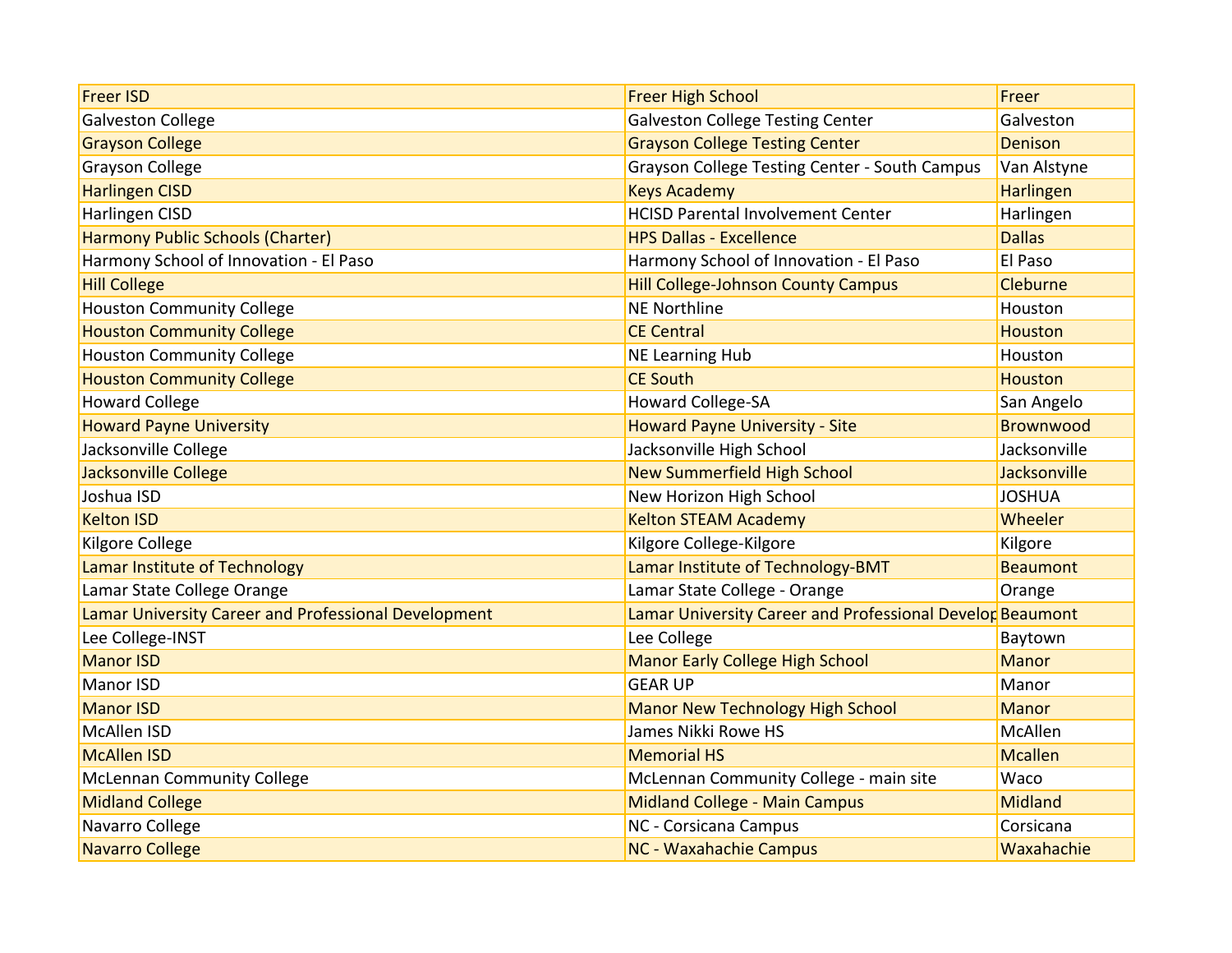| | | |
|---|---|---|
| Freer ISD | Freer High School | Freer |
| Galveston College | Galveston College Testing Center | Galveston |
| Grayson College | Grayson College Testing Center | Denison |
| Grayson College | Grayson College Testing Center - South Campus | Van Alstyne |
| Harlingen CISD | Keys Academy | Harlingen |
| Harlingen CISD | HCISD Parental Involvement Center | Harlingen |
| Harmony Public Schools (Charter) | HPS Dallas - Excellence | Dallas |
| Harmony School of Innovation - El Paso | Harmony School of Innovation - El Paso | El Paso |
| Hill College | Hill College-Johnson County Campus | Cleburne |
| Houston Community College | NE Northline | Houston |
| Houston Community College | CE Central | Houston |
| Houston Community College | NE Learning Hub | Houston |
| Houston Community College | CE South | Houston |
| Howard College | Howard College-SA | San Angelo |
| Howard Payne University | Howard Payne University - Site | Brownwood |
| Jacksonville College | Jacksonville High School | Jacksonville |
| Jacksonville College | New Summerfield High School | Jacksonville |
| Joshua ISD | New Horizon High School | JOSHUA |
| Kelton ISD | Kelton STEAM Academy | Wheeler |
| Kilgore College | Kilgore College-Kilgore | Kilgore |
| Lamar Institute of Technology | Lamar Institute of Technology-BMT | Beaumont |
| Lamar State College Orange | Lamar State College - Orange | Orange |
| Lamar University Career and Professional Development | Lamar University Career and Professional Develop | Beaumont |
| Lee College-INST | Lee College | Baytown |
| Manor ISD | Manor Early College High School | Manor |
| Manor ISD | GEAR UP | Manor |
| Manor ISD | Manor New Technology High School | Manor |
| McAllen ISD | James Nikki Rowe HS | McAllen |
| McAllen ISD | Memorial HS | Mcallen |
| McLennan Community College | McLennan Community College - main site | Waco |
| Midland College | Midland College - Main Campus | Midland |
| Navarro College | NC - Corsicana Campus | Corsicana |
| Navarro College | NC - Waxahachie Campus | Waxahachie |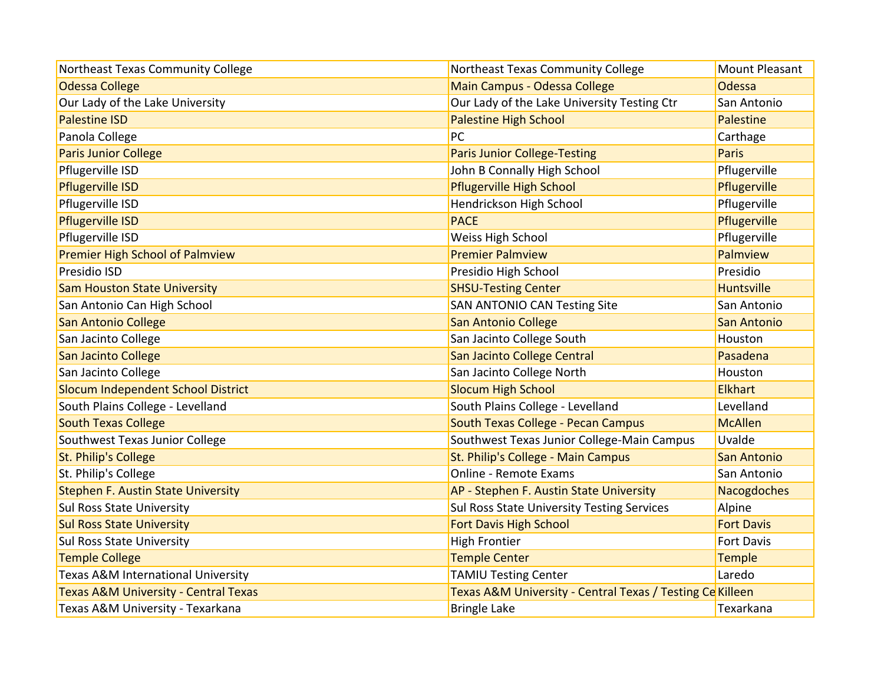| | | |
|---|---|---|
| Northeast Texas Community College | Northeast Texas Community College | Mount Pleasant |
| Odessa College | Main Campus - Odessa College | Odessa |
| Our Lady of the Lake University | Our Lady of the Lake University Testing Ctr | San Antonio |
| Palestine ISD | Palestine High School | Palestine |
| Panola College | PC | Carthage |
| Paris Junior College | Paris Junior College-Testing | Paris |
| Pflugerville ISD | John B Connally High School | Pflugerville |
| Pflugerville ISD | Pflugerville High School | Pflugerville |
| Pflugerville ISD | Hendrickson High School | Pflugerville |
| Pflugerville ISD | PACE | Pflugerville |
| Pflugerville ISD | Weiss High School | Pflugerville |
| Premier High School of Palmview | Premier Palmview | Palmview |
| Presidio ISD | Presidio High School | Presidio |
| Sam Houston State University | SHSU-Testing Center | Huntsville |
| San Antonio Can High School | SAN ANTONIO CAN Testing Site | San Antonio |
| San Antonio College | San Antonio College | San Antonio |
| San Jacinto College | San Jacinto College South | Houston |
| San Jacinto College | San Jacinto College Central | Pasadena |
| San Jacinto College | San Jacinto College North | Houston |
| Slocum Independent School District | Slocum High School | Elkhart |
| South Plains College - Levelland | South Plains College - Levelland | Levelland |
| South Texas College | South Texas College - Pecan Campus | McAllen |
| Southwest Texas Junior College | Southwest Texas Junior College-Main Campus | Uvalde |
| St. Philip's College | St. Philip's College - Main Campus | San Antonio |
| St. Philip's College | Online - Remote Exams | San Antonio |
| Stephen F. Austin State University | AP - Stephen F. Austin State University | Nacogdoches |
| Sul Ross State University | Sul Ross State University Testing Services | Alpine |
| Sul Ross State University | Fort Davis High School | Fort Davis |
| Sul Ross State University | High Frontier | Fort Davis |
| Temple College | Temple Center | Temple |
| Texas A&M International University | TAMIU Testing Center | Laredo |
| Texas A&M University - Central Texas | Texas A&M University - Central Texas / Testing Ce | Killeen |
| Texas A&M University - Texarkana | Bringle Lake | Texarkana |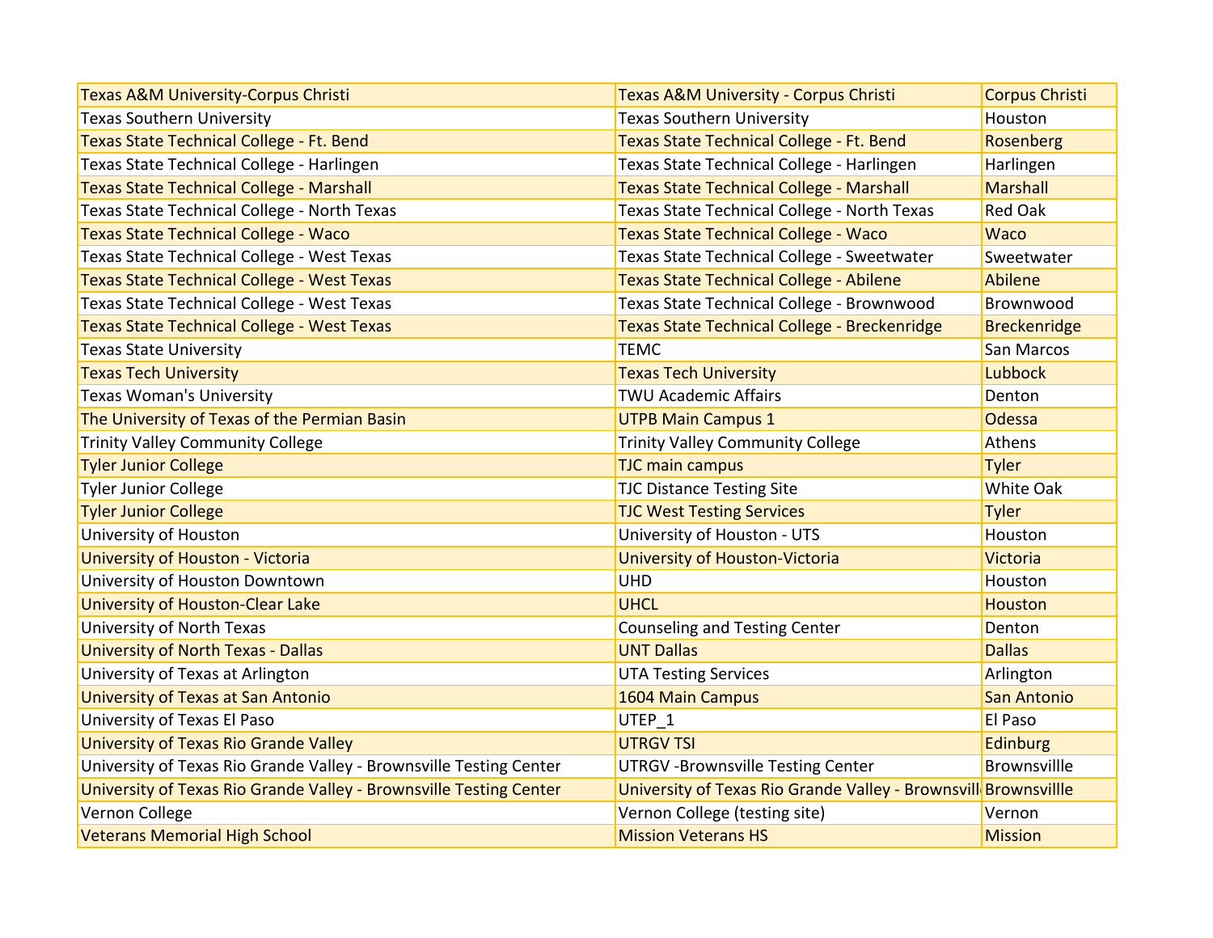| Texas A&M University-Corpus Christi | Texas A&M University - Corpus Christi | Corpus Christi |
|---|---|---|
| Texas Southern University | Texas Southern University | Houston |
| Texas State Technical College - Ft. Bend | Texas State Technical College - Ft. Bend | Rosenberg |
| Texas State Technical College - Harlingen | Texas State Technical College - Harlingen | Harlingen |
| Texas State Technical College - Marshall | Texas State Technical College - Marshall | Marshall |
| Texas State Technical College - North Texas | Texas State Technical College - North Texas | Red Oak |
| Texas State Technical College - Waco | Texas State Technical College - Waco | Waco |
| Texas State Technical College - West Texas | Texas State Technical College - Sweetwater | Sweetwater |
| Texas State Technical College - West Texas | Texas State Technical College - Abilene | Abilene |
| Texas State Technical College - West Texas | Texas State Technical College - Brownwood | Brownwood |
| Texas State Technical College - West Texas | Texas State Technical College - Breckenridge | Breckenridge |
| Texas State University | TEMC | San Marcos |
| Texas Tech University | Texas Tech University | Lubbock |
| Texas Woman's University | TWU Academic Affairs | Denton |
| The University of Texas of the Permian Basin | UTPB Main Campus 1 | Odessa |
| Trinity Valley Community College | Trinity Valley Community College | Athens |
| Tyler Junior College | TJC main campus | Tyler |
| Tyler Junior College | TJC Distance Testing Site | White Oak |
| Tyler Junior College | TJC West Testing Services | Tyler |
| University of Houston | University of Houston - UTS | Houston |
| University of Houston - Victoria | University of Houston-Victoria | Victoria |
| University of Houston Downtown | UHD | Houston |
| University of Houston-Clear Lake | UHCL | Houston |
| University of North Texas | Counseling and Testing Center | Denton |
| University of North Texas - Dallas | UNT Dallas | Dallas |
| University of Texas at Arlington | UTA Testing Services | Arlington |
| University of Texas at San Antonio | 1604 Main Campus | San Antonio |
| University of Texas El Paso | UTEP_1 | El Paso |
| University of Texas Rio Grande Valley | UTRGV TSI | Edinburg |
| University of Texas Rio Grande Valley - Brownsville Testing Center | UTRGV -Brownsville Testing Center | Brownsvillle |
| University of Texas Rio Grande Valley - Brownsville Testing Center | University of Texas Rio Grande Valley - Brownsvill | Brownsvillle |
| Vernon College | Vernon College (testing site) | Vernon |
| Veterans Memorial High School | Mission Veterans HS | Mission |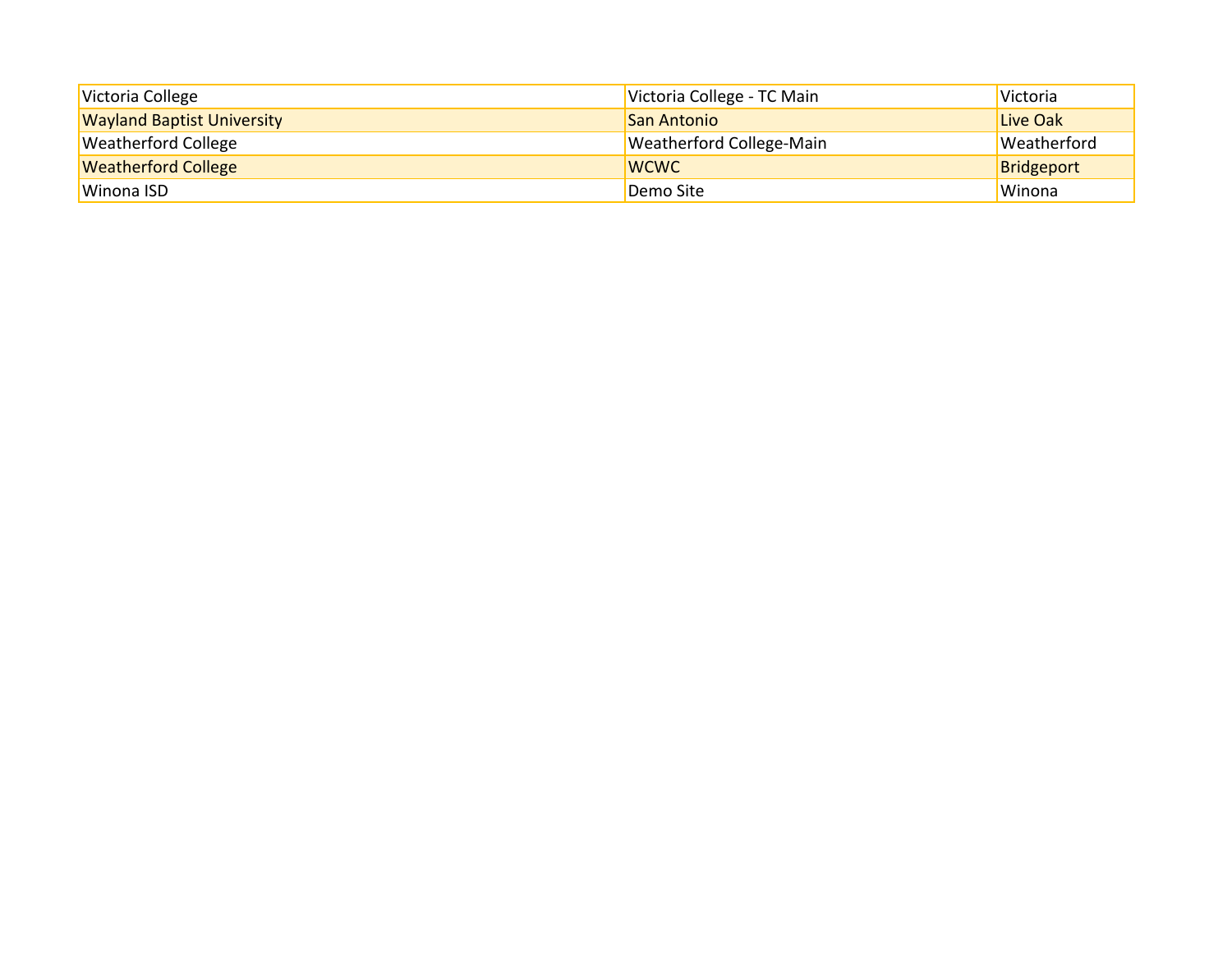| | | |
|---|---|---|
| Victoria College | Victoria College - TC Main | Victoria |
| Wayland Baptist University | San Antonio | Live Oak |
| Weatherford College | Weatherford College-Main | Weatherford |
| Weatherford College | WCWC | Bridgeport |
| Winona ISD | Demo Site | Winona |